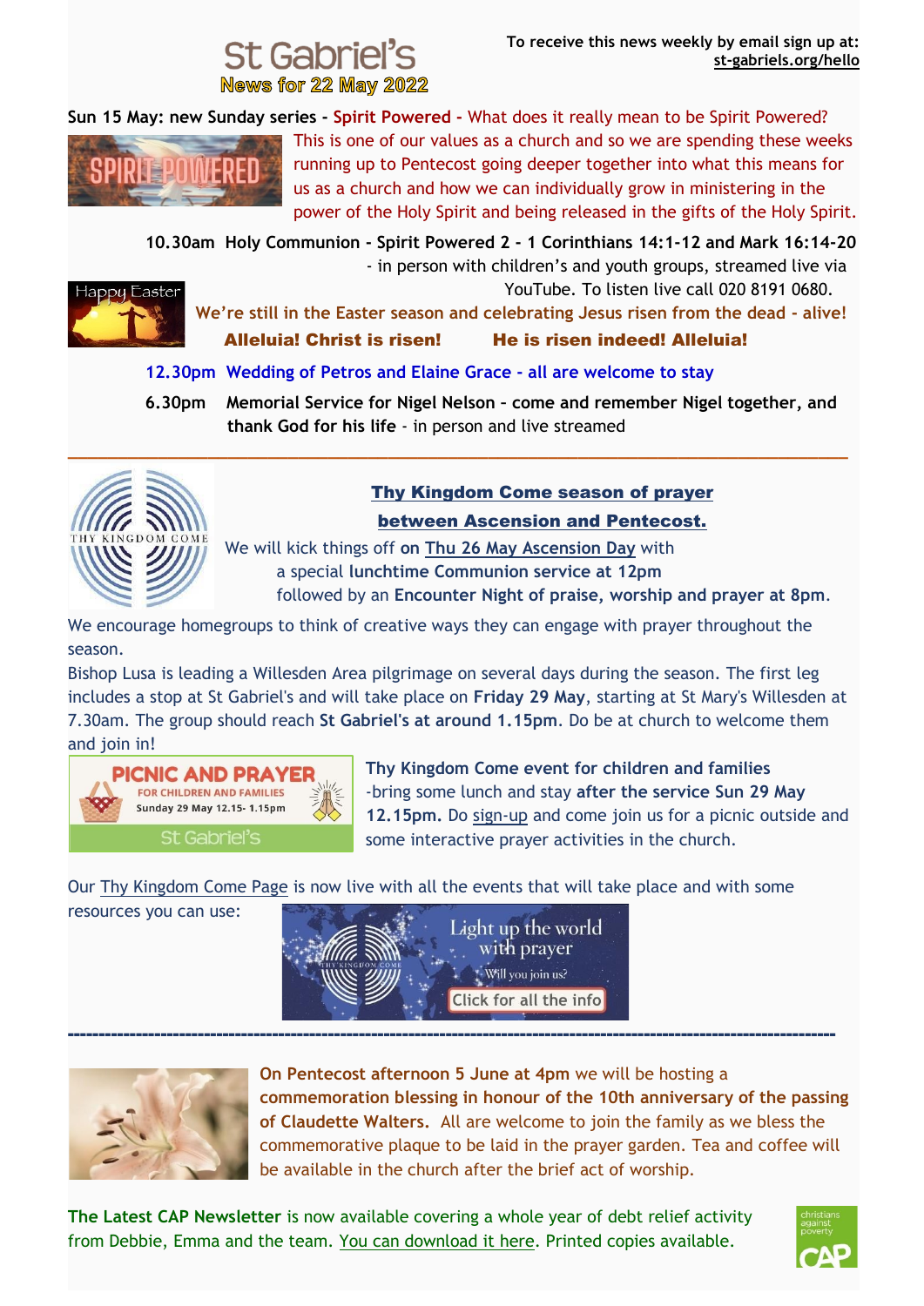# St Gabriel's

## News for 22 May 2022

**To receive this news weekly by email sign up at: st-gabriels.org/hello**

**Sun 15 May: new Sunday series - Spirit Powered -** What does it really mean to be Spirit Powered? This is one of our values as a church and so we are spending these weeks running up to Pentecost going deeper together into what this means for us as a church and how we can individually grow in ministering in the power of the Holy Spirit and being released in the gifts of the Holy Spirit.

**10.30am Holy Communion - Spirit Powered 2 - 1 Corinthians 14:1-12 and Mark 16:14-20** - in person with children's and youth groups, streamed live via YouTube. To listen live call 020 8191 0680.

**We're still in the Easter season and celebrating Jesus risen from the dead - alive!**

**Alleluia! Christ is risen! He is risen indeed! Alleluia!**

**12.30pm Wedding of Petros and Elaine Grace - all are welcome to stay**

**6.30pm Memorial Service for Nigel Nelson – come and remember Nigel together, and thank God for his life** - in person and live streamed

---

## Thy Kingdom Come season of prayer between Ascension and Pentecost.

We will kick things off **on Thu 26 May Ascension Day** with a special **lunchtime Communion service at 12pm** followed by an **Encounter Night of praise, worship and prayer at 8pm**.

We encourage homegroups to think of creative ways they can engage with prayer throughout the season.

Bishop Lusa is leading a Willesden Area pilgrimage on several days during the season. The first leg includes a stop at St Gabriel's and will take place on **Friday 29 May**, starting at St Mary's Willesden at 7.30am. The group should reach **St Gabriel's at around 1.15pm**. Do be at church to welcome them and join in!

**PICNIC AND PRAYER** FOR CHILDREN AND FAMILIES Sunday 29 May 12.15- 1.15pm St Gabriel's

**Thy Kingdom Come event for children and families** -bring some lunch and stay **after the service Sun 29 May 12.15pm.** Do sign-up and come join us for a picnic outside and some interactive prayer activities in the church.

Our Thy Kingdom Come Page is now live with all the events that will take place and with some resources you can use:

Light up the world with prayer. Will you join us? Click for all the info

---

**On Pentecost afternoon 5 June at 4pm** we will be hosting a **commemoration blessing in honour of the 10th anniversary of the passing of Claudette Walters.** All are welcome to join the family as we bless the commemorative plaque to be laid in the prayer garden. Tea and coffee will be available in the church after the brief act of worship.

**The Latest CAP Newsletter** is now available covering a whole year of debt relief activity from Debbie, Emma and the team. You can download it here. Printed copies available.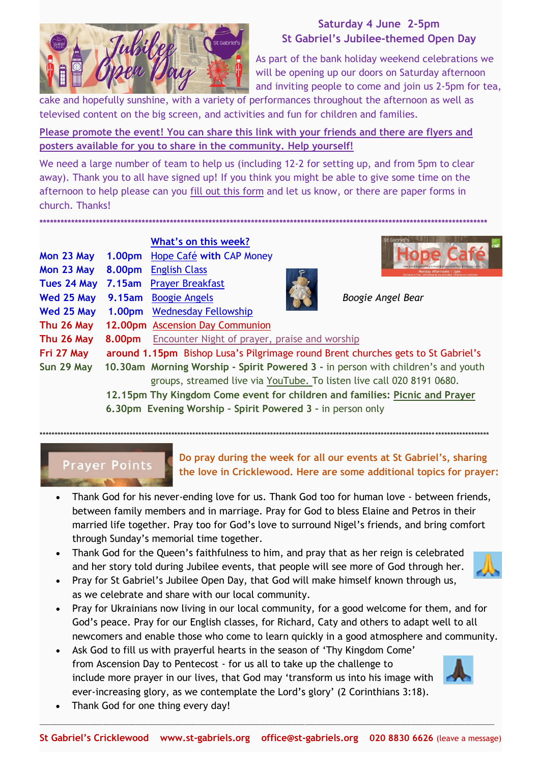## Saturday 4 June 2-5pm
## St Gabriel's Jubilee-themed Open Day

As part of the bank holiday weekend celebrations we will be opening up our doors on Saturday afternoon and inviting people to come and join us 2-5pm for tea, cake and hopefully sunshine, with a variety of performances throughout the afternoon as well as televised content on the big screen, and activities and fun for children and families.

**Please promote the event! You can share this link with your friends and there are flyers and posters available for you to share in the community. Help yourself!**

We need a large number of team to help us (including 12-2 for setting up, and from 5pm to clear away). Thank you to all have signed up! If you think you might be able to give some time on the afternoon to help please can you fill out this form and let us know, or there are paper forms in church. Thanks!

***

### What's on this week?

| | | |
|---|---|---|
| **Mon 23 May** | **1.00pm** | Hope Café with CAP Money |
| **Mon 23 May** | **8.00pm** | English Class |
| **Tues 24 May** | **7.15am** | Prayer Breakfast |
| **Wed 25 May** | **9.15am** | Boogie Angels |
| **Wed 25 May** | **1.00pm** | Wednesday Fellowship |
| **Thu 26 May** | **12.00pm** | Ascension Day Communion |
| **Thu 26 May** | **8.00pm** | Encounter Night of prayer, praise and worship |
| **Fri 27 May** | **around 1.15pm** | Bishop Lusa's Pilgrimage round Brent churches gets to St Gabriel's |
| **Sun 29 May** | **10.30am** | **Morning Worship - Spirit Powered 3 -** in person with children's and youth groups, streamed live via YouTube. To listen live call 020 8191 0680. |
| | **12.15pm** | **Thy Kingdom Come event for children and families:** Picnic and Prayer |
| | **6.30pm** | **Evening Worship - Spirit Powered 3 -** in person only |

*Boogie Angel Bear*

***

### Prayer Points

**Do pray during the week for all our events at St Gabriel's, sharing the love in Cricklewood. Here are some additional topics for prayer:**

- Thank God for his never-ending love for us. Thank God too for human love - between friends, between family members and in marriage. Pray for God to bless Elaine and Petros in their married life together. Pray too for God's love to surround Nigel's friends, and bring comfort through Sunday's memorial time together.
- Thank God for the Queen's faithfulness to him, and pray that as her reign is celebrated and her story told during Jubilee events, that people will see more of God through her.
- Pray for St Gabriel's Jubilee Open Day, that God will make himself known through us, as we celebrate and share with our local community.
- Pray for Ukrainians now living in our local community, for a good welcome for them, and for God's peace. Pray for our English classes, for Richard, Caty and others to adapt well to all newcomers and enable those who come to learn quickly in a good atmosphere and community.
- Ask God to fill us with prayerful hearts in the season of 'Thy Kingdom Come' from Ascension Day to Pentecost - for us all to take up the challenge to include more prayer in our lives, that God may 'transform us into his image with ever-increasing glory, as we contemplate the Lord's glory' (2 Corinthians 3:18).
- Thank God for one thing every day!

---

**St Gabriel's Cricklewood** **www.st-gabriels.org** **office@st-gabriels.org** **020 8830 6626** (leave a message)